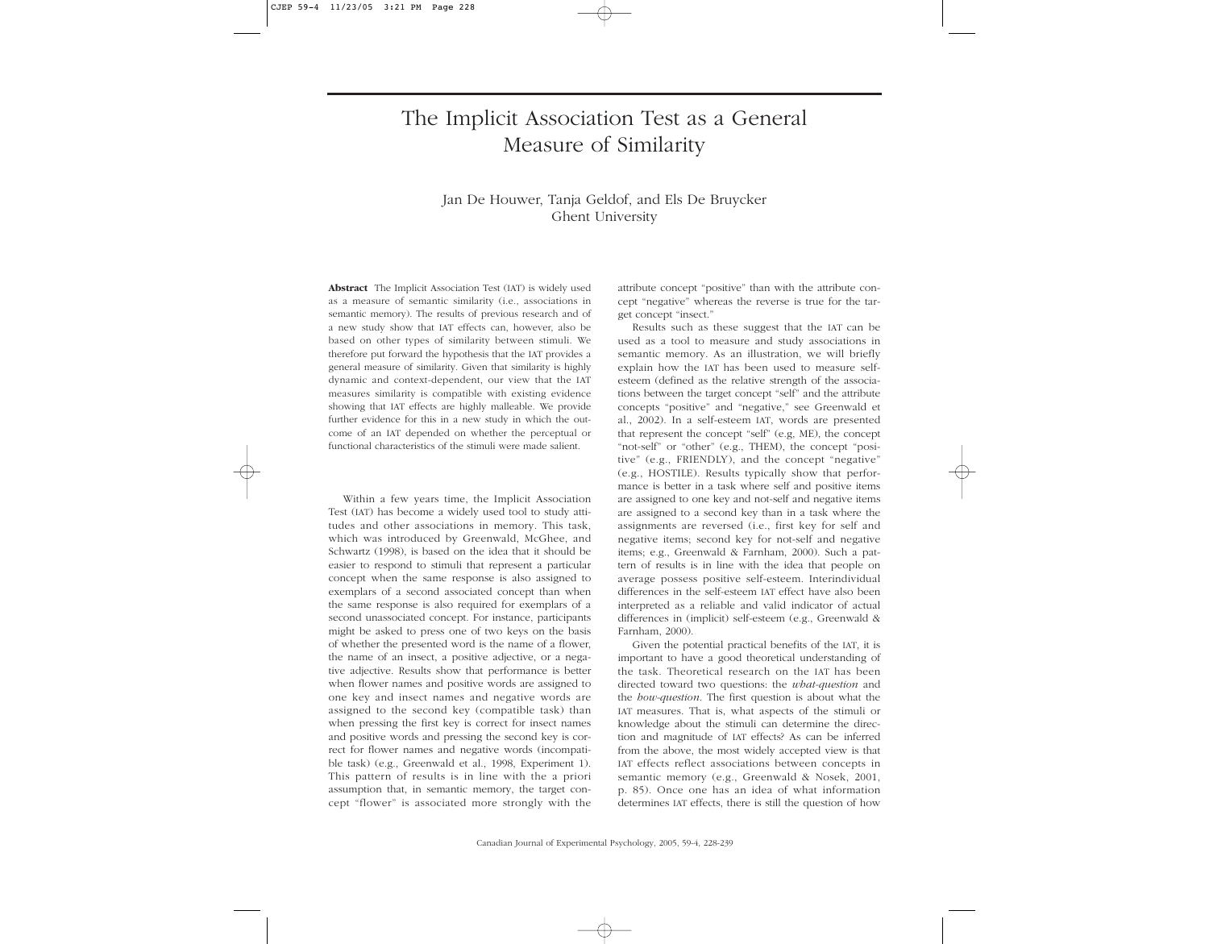# The Implicit Association Test as a General Measure of Similarity

Jan De Houwer, Tanja Geldof, and Els De Bruycker
Ghent University

**Abstract** The Implicit Association Test (IAT) is widely used as a measure of semantic similarity (i.e., associations in semantic memory). The results of previous research and of a new study show that IAT effects can, however, also be based on other types of similarity between stimuli. We therefore put forward the hypothesis that the IAT provides a general measure of similarity. Given that similarity is highly dynamic and context-dependent, our view that the IAT measures similarity is compatible with existing evidence showing that IAT effects are highly malleable. We provide further evidence for this in a new study in which the outcome of an IAT depended on whether the perceptual or functional characteristics of the stimuli were made salient.

Within a few years time, the Implicit Association Test (IAT) has become a widely used tool to study attitudes and other associations in memory. This task, which was introduced by Greenwald, McGhee, and Schwartz (1998), is based on the idea that it should be easier to respond to stimuli that represent a particular concept when the same response is also assigned to exemplars of a second associated concept than when the same response is also required for exemplars of a second unassociated concept. For instance, participants might be asked to press one of two keys on the basis of whether the presented word is the name of a flower, the name of an insect, a positive adjective, or a negative adjective. Results show that performance is better when flower names and positive words are assigned to one key and insect names and negative words are assigned to the second key (compatible task) than when pressing the first key is correct for insect names and positive words and pressing the second key is correct for flower names and negative words (incompatible task) (e.g., Greenwald et al., 1998, Experiment 1). This pattern of results is in line with the a priori assumption that, in semantic memory, the target concept "flower" is associated more strongly with the attribute concept "positive" than with the attribute concept "negative" whereas the reverse is true for the target concept "insect."

Results such as these suggest that the IAT can be used as a tool to measure and study associations in semantic memory. As an illustration, we will briefly explain how the IAT has been used to measure self-esteem (defined as the relative strength of the associations between the target concept "self" and the attribute concepts "positive" and "negative," see Greenwald et al., 2002). In a self-esteem IAT, words are presented that represent the concept "self" (e.g, ME), the concept "not-self" or "other" (e.g., THEM), the concept "positive" (e.g., FRIENDLY), and the concept "negative" (e.g., HOSTILE). Results typically show that performance is better in a task where self and positive items are assigned to one key and not-self and negative items are assigned to a second key than in a task where the assignments are reversed (i.e., first key for self and negative items; second key for not-self and negative items; e.g., Greenwald & Farnham, 2000). Such a pattern of results is in line with the idea that people on average possess positive self-esteem. Interindividual differences in the self-esteem IAT effect have also been interpreted as a reliable and valid indicator of actual differences in (implicit) self-esteem (e.g., Greenwald & Farnham, 2000).

Given the potential practical benefits of the IAT, it is important to have a good theoretical understanding of the task. Theoretical research on the IAT has been directed toward two questions: the *what-question* and the *how-question*. The first question is about what the IAT measures. That is, what aspects of the stimuli or knowledge about the stimuli can determine the direction and magnitude of IAT effects? As can be inferred from the above, the most widely accepted view is that IAT effects reflect associations between concepts in semantic memory (e.g., Greenwald & Nosek, 2001, p. 85). Once one has an idea of what information determines IAT effects, there is still the question of how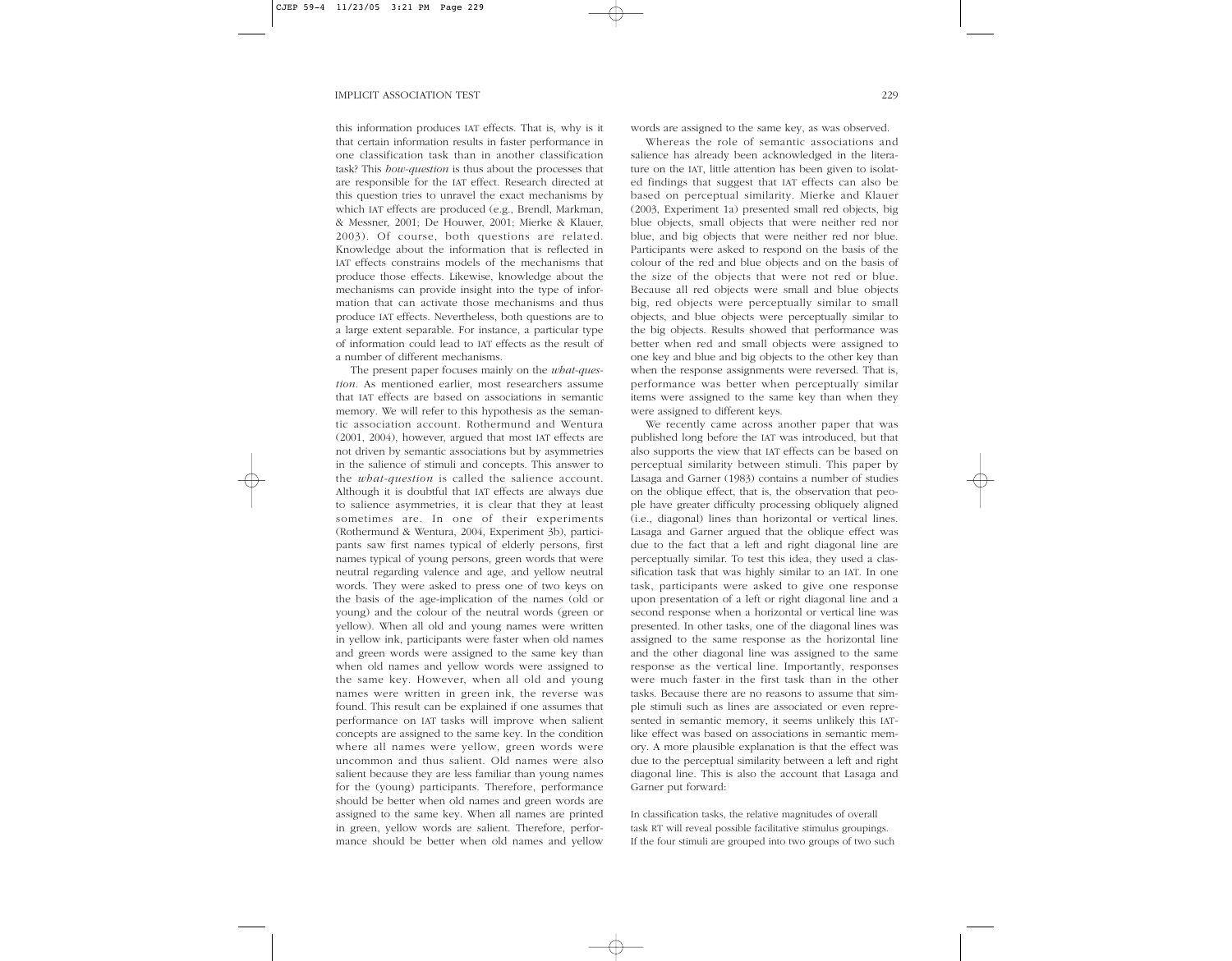this information produces IAT effects. That is, why is it that certain information results in faster performance in one classification task than in another classification task? This *how-question* is thus about the processes that are responsible for the IAT effect. Research directed at this question tries to unravel the exact mechanisms by which IAT effects are produced (e.g., Brendl, Markman, & Messner, 2001; De Houwer, 2001; Mierke & Klauer, 2003). Of course, both questions are related. Knowledge about the information that is reflected in IAT effects constrains models of the mechanisms that produce those effects. Likewise, knowledge about the mechanisms can provide insight into the type of information that can activate those mechanisms and thus produce IAT effects. Nevertheless, both questions are to a large extent separable. For instance, a particular type of information could lead to IAT effects as the result of a number of different mechanisms.

The present paper focuses mainly on the *what-question*. As mentioned earlier, most researchers assume that IAT effects are based on associations in semantic memory. We will refer to this hypothesis as the semantic association account. Rothermund and Wentura (2001, 2004), however, argued that most IAT effects are not driven by semantic associations but by asymmetries in the salience of stimuli and concepts. This answer to the *what-question* is called the salience account. Although it is doubtful that IAT effects are always due to salience asymmetries, it is clear that they at least sometimes are. In one of their experiments (Rothermund & Wentura, 2004, Experiment 3b), participants saw first names typical of elderly persons, first names typical of young persons, green words that were neutral regarding valence and age, and yellow neutral words. They were asked to press one of two keys on the basis of the age-implication of the names (old or young) and the colour of the neutral words (green or yellow). When all old and young names were written in yellow ink, participants were faster when old names and green words were assigned to the same key than when old names and yellow words were assigned to the same key. However, when all old and young names were written in green ink, the reverse was found. This result can be explained if one assumes that performance on IAT tasks will improve when salient concepts are assigned to the same key. In the condition where all names were yellow, green words were uncommon and thus salient. Old names were also salient because they are less familiar than young names for the (young) participants. Therefore, performance should be better when old names and green words are assigned to the same key. When all names are printed in green, yellow words are salient. Therefore, performance should be better when old names and yellow words are assigned to the same key, as was observed.

Whereas the role of semantic associations and salience has already been acknowledged in the literature on the IAT, little attention has been given to isolated findings that suggest that IAT effects can also be based on perceptual similarity. Mierke and Klauer (2003, Experiment 1a) presented small red objects, big blue objects, small objects that were neither red nor blue, and big objects that were neither red nor blue. Participants were asked to respond on the basis of the colour of the red and blue objects and on the basis of the size of the objects that were not red or blue. Because all red objects were small and blue objects big, red objects were perceptually similar to small objects, and blue objects were perceptually similar to the big objects. Results showed that performance was better when red and small objects were assigned to one key and blue and big objects to the other key than when the response assignments were reversed. That is, performance was better when perceptually similar items were assigned to the same key than when they were assigned to different keys.

We recently came across another paper that was published long before the IAT was introduced, but that also supports the view that IAT effects can be based on perceptual similarity between stimuli. This paper by Lasaga and Garner (1983) contains a number of studies on the oblique effect, that is, the observation that people have greater difficulty processing obliquely aligned (i.e., diagonal) lines than horizontal or vertical lines. Lasaga and Garner argued that the oblique effect was due to the fact that a left and right diagonal line are perceptually similar. To test this idea, they used a classification task that was highly similar to an IAT. In one task, participants were asked to give one response upon presentation of a left or right diagonal line and a second response when a horizontal or vertical line was presented. In other tasks, one of the diagonal lines was assigned to the same response as the horizontal line and the other diagonal line was assigned to the same response as the vertical line. Importantly, responses were much faster in the first task than in the other tasks. Because there are no reasons to assume that simple stimuli such as lines are associated or even represented in semantic memory, it seems unlikely this IAT-like effect was based on associations in semantic memory. A more plausible explanation is that the effect was due to the perceptual similarity between a left and right diagonal line. This is also the account that Lasaga and Garner put forward:

> In classification tasks, the relative magnitudes of overall task RT will reveal possible facilitative stimulus groupings. If the four stimuli are grouped into two groups of two such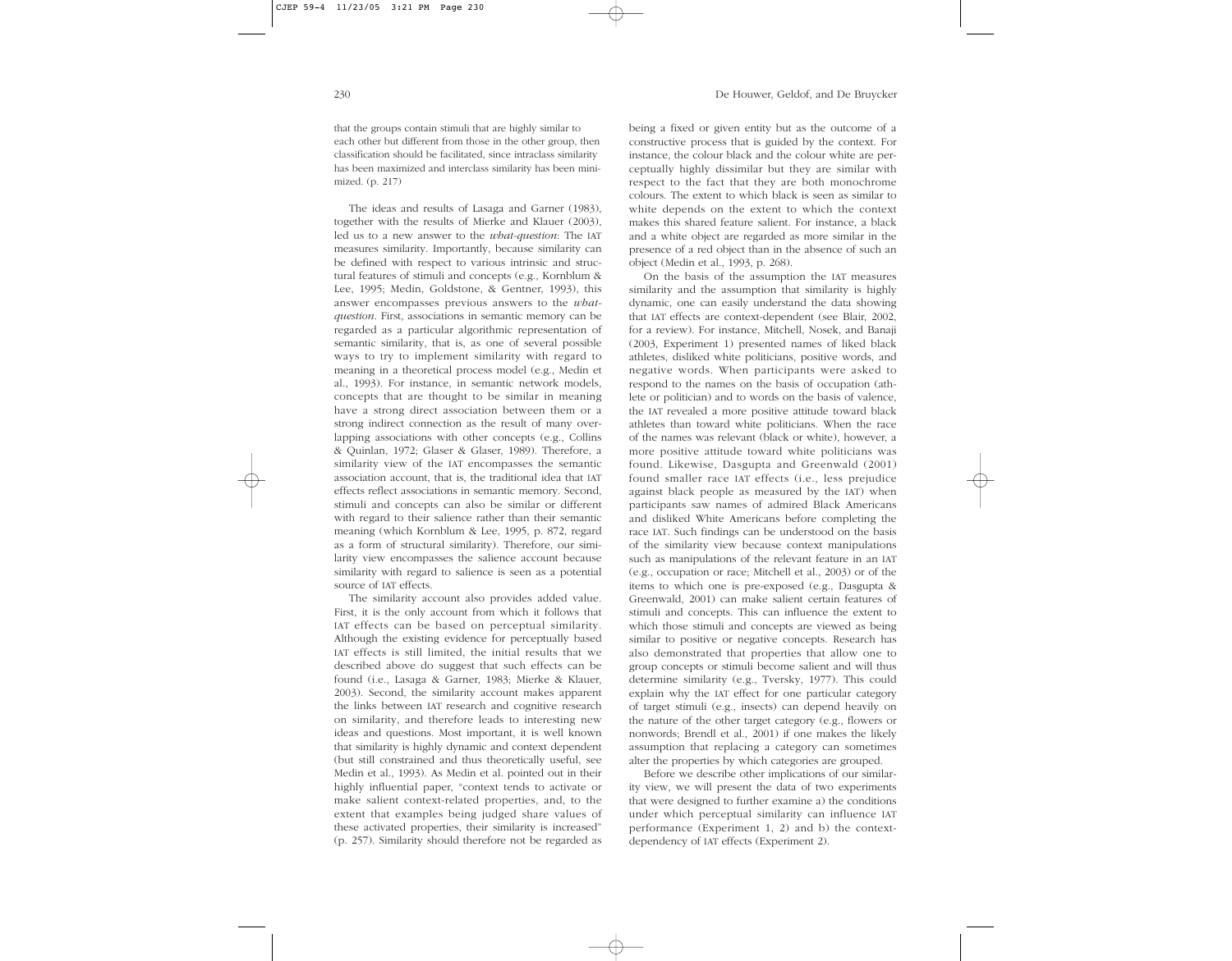that the groups contain stimuli that are highly similar to each other but different from those in the other group, then classification should be facilitated, since intraclass similarity has been maximized and interclass similarity has been minimized. (p. 217)

The ideas and results of Lasaga and Garner (1983), together with the results of Mierke and Klauer (2003), led us to a new answer to the *what-question*: The IAT measures similarity. Importantly, because similarity can be defined with respect to various intrinsic and structural features of stimuli and concepts (e.g., Kornblum & Lee, 1995; Medin, Goldstone, & Gentner, 1993), this answer encompasses previous answers to the *what-question*. First, associations in semantic memory can be regarded as a particular algorithmic representation of semantic similarity, that is, as one of several possible ways to try to implement similarity with regard to meaning in a theoretical process model (e.g., Medin et al., 1993). For instance, in semantic network models, concepts that are thought to be similar in meaning have a strong direct association between them or a strong indirect connection as the result of many overlapping associations with other concepts (e.g., Collins & Quinlan, 1972; Glaser & Glaser, 1989). Therefore, a similarity view of the IAT encompasses the semantic association account, that is, the traditional idea that IAT effects reflect associations in semantic memory. Second, stimuli and concepts can also be similar or different with regard to their salience rather than their semantic meaning (which Kornblum & Lee, 1995, p. 872, regard as a form of structural similarity). Therefore, our similarity view encompasses the salience account because similarity with regard to salience is seen as a potential source of IAT effects.

The similarity account also provides added value. First, it is the only account from which it follows that IAT effects can be based on perceptual similarity. Although the existing evidence for perceptually based IAT effects is still limited, the initial results that we described above do suggest that such effects can be found (i.e., Lasaga & Garner, 1983; Mierke & Klauer, 2003). Second, the similarity account makes apparent the links between IAT research and cognitive research on similarity, and therefore leads to interesting new ideas and questions. Most important, it is well known that similarity is highly dynamic and context dependent (but still constrained and thus theoretically useful, see Medin et al., 1993). As Medin et al. pointed out in their highly influential paper, "context tends to activate or make salient context-related properties, and, to the extent that examples being judged share values of these activated properties, their similarity is increased" (p. 257). Similarity should therefore not be regarded as being a fixed or given entity but as the outcome of a constructive process that is guided by the context. For instance, the colour black and the colour white are perceptually highly dissimilar but they are similar with respect to the fact that they are both monochrome colours. The extent to which black is seen as similar to white depends on the extent to which the context makes this shared feature salient. For instance, a black and a white object are regarded as more similar in the presence of a red object than in the absence of such an object (Medin et al., 1993, p. 268).

On the basis of the assumption the IAT measures similarity and the assumption that similarity is highly dynamic, one can easily understand the data showing that IAT effects are context-dependent (see Blair, 2002, for a review). For instance, Mitchell, Nosek, and Banaji (2003, Experiment 1) presented names of liked black athletes, disliked white politicians, positive words, and negative words. When participants were asked to respond to the names on the basis of occupation (athlete or politician) and to words on the basis of valence, the IAT revealed a more positive attitude toward black athletes than toward white politicians. When the race of the names was relevant (black or white), however, a more positive attitude toward white politicians was found. Likewise, Dasgupta and Greenwald (2001) found smaller race IAT effects (i.e., less prejudice against black people as measured by the IAT) when participants saw names of admired Black Americans and disliked White Americans before completing the race IAT. Such findings can be understood on the basis of the similarity view because context manipulations such as manipulations of the relevant feature in an IAT (e.g., occupation or race; Mitchell et al., 2003) or of the items to which one is pre-exposed (e.g., Dasgupta & Greenwald, 2001) can make salient certain features of stimuli and concepts. This can influence the extent to which those stimuli and concepts are viewed as being similar to positive or negative concepts. Research has also demonstrated that properties that allow one to group concepts or stimuli become salient and will thus determine similarity (e.g., Tversky, 1977). This could explain why the IAT effect for one particular category of target stimuli (e.g., insects) can depend heavily on the nature of the other target category (e.g., flowers or nonwords; Brendl et al., 2001) if one makes the likely assumption that replacing a category can sometimes alter the properties by which categories are grouped.

Before we describe other implications of our similarity view, we will present the data of two experiments that were designed to further examine a) the conditions under which perceptual similarity can influence IAT performance (Experiment 1, 2) and b) the context-dependency of IAT effects (Experiment 2).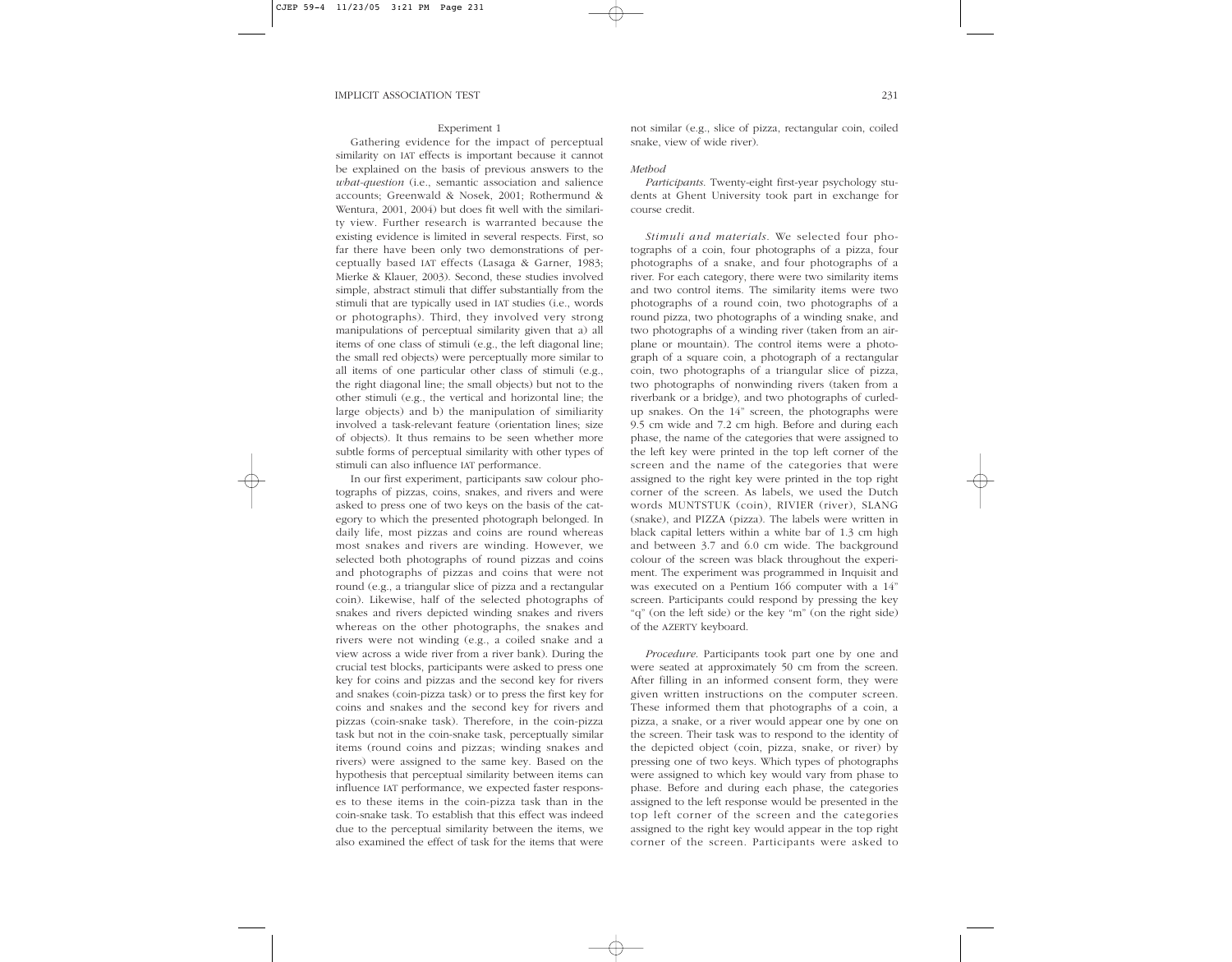## Experiment 1

Gathering evidence for the impact of perceptual similarity on IAT effects is important because it cannot be explained on the basis of previous answers to the *what-question* (i.e., semantic association and salience accounts; Greenwald & Nosek, 2001; Rothermund & Wentura, 2001, 2004) but does fit well with the similarity view. Further research is warranted because the existing evidence is limited in several respects. First, so far there have been only two demonstrations of perceptually based IAT effects (Lasaga & Garner, 1983; Mierke & Klauer, 2003). Second, these studies involved simple, abstract stimuli that differ substantially from the stimuli that are typically used in IAT studies (i.e., words or photographs). Third, they involved very strong manipulations of perceptual similarity given that a) all items of one class of stimuli (e.g., the left diagonal line; the small red objects) were perceptually more similar to all items of one particular other class of stimuli (e.g., the right diagonal line; the small objects) but not to the other stimuli (e.g., the vertical and horizontal line; the large objects) and b) the manipulation of similiarity involved a task-relevant feature (orientation lines; size of objects). It thus remains to be seen whether more subtle forms of perceptual similarity with other types of stimuli can also influence IAT performance.

In our first experiment, participants saw colour photographs of pizzas, coins, snakes, and rivers and were asked to press one of two keys on the basis of the category to which the presented photograph belonged. In daily life, most pizzas and coins are round whereas most snakes and rivers are winding. However, we selected both photographs of round pizzas and coins and photographs of pizzas and coins that were not round (e.g., a triangular slice of pizza and a rectangular coin). Likewise, half of the selected photographs of snakes and rivers depicted winding snakes and rivers whereas on the other photographs, the snakes and rivers were not winding (e.g., a coiled snake and a view across a wide river from a river bank). During the crucial test blocks, participants were asked to press one key for coins and pizzas and the second key for rivers and snakes (coin-pizza task) or to press the first key for coins and snakes and the second key for rivers and pizzas (coin-snake task). Therefore, in the coin-pizza task but not in the coin-snake task, perceptually similar items (round coins and pizzas; winding snakes and rivers) were assigned to the same key. Based on the hypothesis that perceptual similarity between items can influence IAT performance, we expected faster responses to these items in the coin-pizza task than in the coin-snake task. To establish that this effect was indeed due to the perceptual similarity between the items, we also examined the effect of task for the items that were not similar (e.g., slice of pizza, rectangular coin, coiled snake, view of wide river).

### Method

*Participants.* Twenty-eight first-year psychology students at Ghent University took part in exchange for course credit.

*Stimuli and materials.* We selected four photographs of a coin, four photographs of a pizza, four photographs of a snake, and four photographs of a river. For each category, there were two similarity items and two control items. The similarity items were two photographs of a round coin, two photographs of a round pizza, two photographs of a winding snake, and two photographs of a winding river (taken from an airplane or mountain). The control items were a photograph of a square coin, a photograph of a rectangular coin, two photographs of a triangular slice of pizza, two photographs of nonwinding rivers (taken from a riverbank or a bridge), and two photographs of curled-up snakes. On the 14" screen, the photographs were 9.5 cm wide and 7.2 cm high. Before and during each phase, the name of the categories that were assigned to the left key were printed in the top left corner of the screen and the name of the categories that were assigned to the right key were printed in the top right corner of the screen. As labels, we used the Dutch words MUNTSTUK (coin), RIVIER (river), SLANG (snake), and PIZZA (pizza). The labels were written in black capital letters within a white bar of 1.3 cm high and between 3.7 and 6.0 cm wide. The background colour of the screen was black throughout the experiment. The experiment was programmed in Inquisit and was executed on a Pentium 166 computer with a 14" screen. Participants could respond by pressing the key "q" (on the left side) or the key "m" (on the right side) of the AZERTY keyboard.

*Procedure.* Participants took part one by one and were seated at approximately 50 cm from the screen. After filling in an informed consent form, they were given written instructions on the computer screen. These informed them that photographs of a coin, a pizza, a snake, or a river would appear one by one on the screen. Their task was to respond to the identity of the depicted object (coin, pizza, snake, or river) by pressing one of two keys. Which types of photographs were assigned to which key would vary from phase to phase. Before and during each phase, the categories assigned to the left response would be presented in the top left corner of the screen and the categories assigned to the right key would appear in the top right corner of the screen. Participants were asked to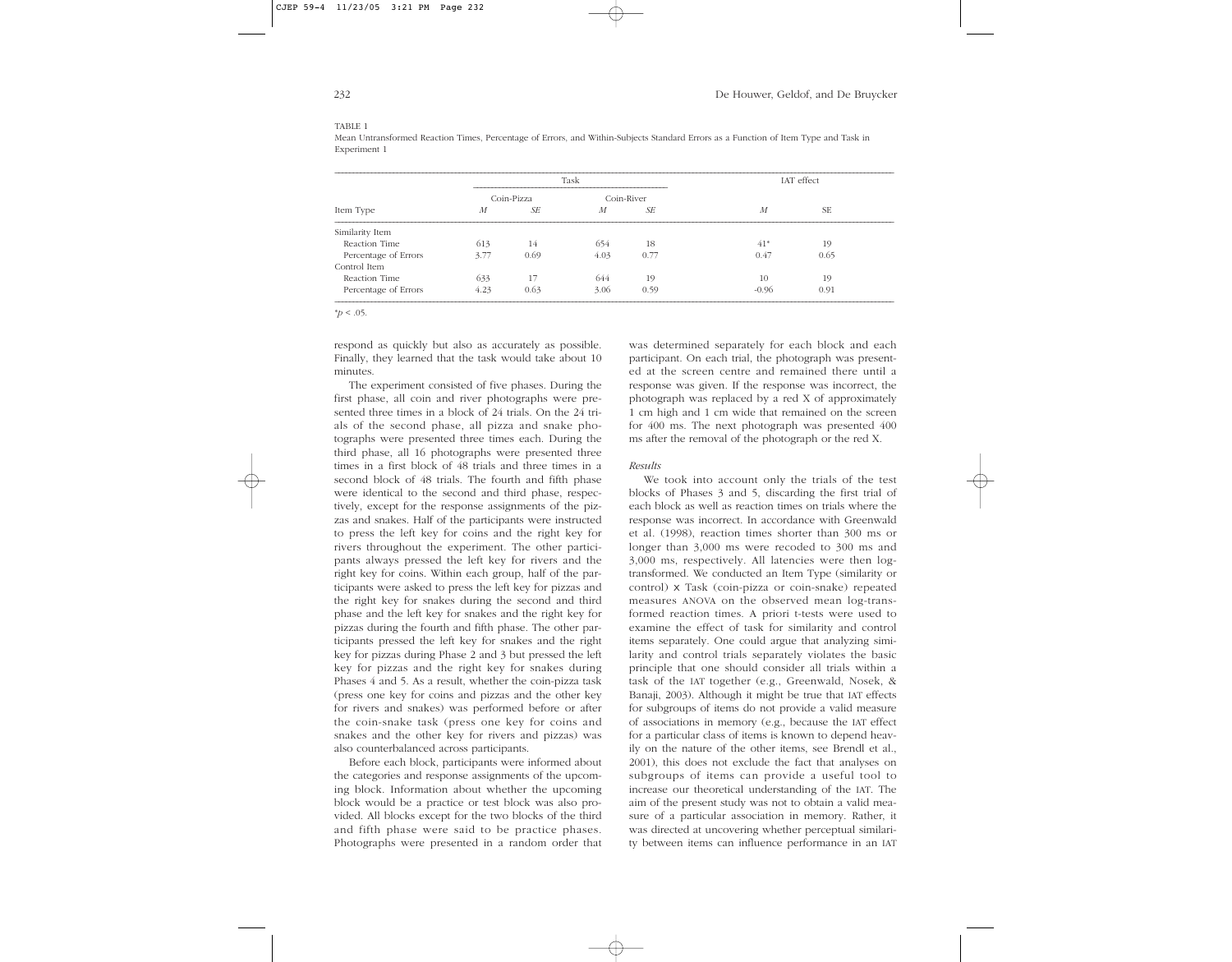TABLE 1

Mean Untransformed Reaction Times, Percentage of Errors, and Within-Subjects Standard Errors as a Function of Item Type and Task in Experiment 1

| | Task | | | | IAT effect | |
|---|---|---|---|---|---|---|
| | Coin-Pizza | | Coin-River | | | |
| Item Type | *M* | *SE* | *M* | *SE* | *M* | SE |
| Similarity Item | | | | | | |
| Reaction Time | 613 | 14 | 654 | 18 | 41* | 19 |
| Percentage of Errors | 3.77 | 0.69 | 4.03 | 0.77 | 0.47 | 0.65 |
| Control Item | | | | | | |
| Reaction Time | 633 | 17 | 644 | 19 | 10 | 19 |
| Percentage of Errors | 4.23 | 0.63 | 3.06 | 0.59 | -0.96 | 0.91 |

*$p < .05$.

respond as quickly but also as accurately as possible. Finally, they learned that the task would take about 10 minutes.

The experiment consisted of five phases. During the first phase, all coin and river photographs were presented three times in a block of 24 trials. On the 24 trials of the second phase, all pizza and snake photographs were presented three times each. During the third phase, all 16 photographs were presented three times in a first block of 48 trials and three times in a second block of 48 trials. The fourth and fifth phase were identical to the second and third phase, respectively, except for the response assignments of the pizzas and snakes. Half of the participants were instructed to press the left key for coins and the right key for rivers throughout the experiment. The other participants always pressed the left key for rivers and the right key for coins. Within each group, half of the participants were asked to press the left key for pizzas and the right key for snakes during the second and third phase and the left key for snakes and the right key for pizzas during the fourth and fifth phase. The other participants pressed the left key for snakes and the right key for pizzas during Phase 2 and 3 but pressed the left key for pizzas and the right key for snakes during Phases 4 and 5. As a result, whether the coin-pizza task (press one key for coins and pizzas and the other key for rivers and snakes) was performed before or after the coin-snake task (press one key for coins and snakes and the other key for rivers and pizzas) was also counterbalanced across participants.

Before each block, participants were informed about the categories and response assignments of the upcoming block. Information about whether the upcoming block would be a practice or test block was also provided. All blocks except for the two blocks of the third and fifth phase were said to be practice phases. Photographs were presented in a random order that was determined separately for each block and each participant. On each trial, the photograph was presented at the screen centre and remained there until a response was given. If the response was incorrect, the photograph was replaced by a red X of approximately 1 cm high and 1 cm wide that remained on the screen for 400 ms. The next photograph was presented 400 ms after the removal of the photograph or the red X.

### *Results*

We took into account only the trials of the test blocks of Phases 3 and 5, discarding the first trial of each block as well as reaction times on trials where the response was incorrect. In accordance with Greenwald et al. (1998), reaction times shorter than 300 ms or longer than 3,000 ms were recoded to 300 ms and 3,000 ms, respectively. All latencies were then log-transformed. We conducted an Item Type (similarity or control) x Task (coin-pizza or coin-snake) repeated measures ANOVA on the observed mean log-transformed reaction times. A priori t-tests were used to examine the effect of task for similarity and control items separately. One could argue that analyzing similarity and control trials separately violates the basic principle that one should consider all trials within a task of the IAT together (e.g., Greenwald, Nosek, & Banaji, 2003). Although it might be true that IAT effects for subgroups of items do not provide a valid measure of associations in memory (e.g., because the IAT effect for a particular class of items is known to depend heavily on the nature of the other items, see Brendl et al., 2001), this does not exclude the fact that analyses on subgroups of items can provide a useful tool to increase our theoretical understanding of the IAT. The aim of the present study was not to obtain a valid measure of a particular association in memory. Rather, it was directed at uncovering whether perceptual similarity between items can influence performance in an IAT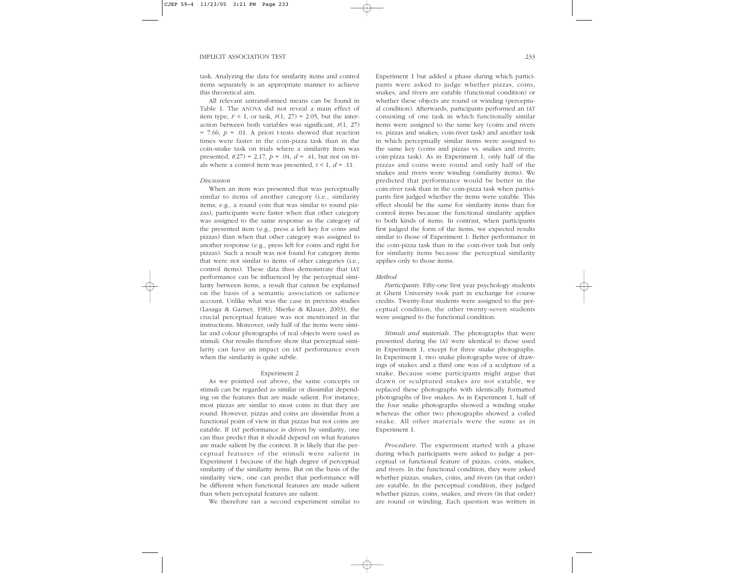task. Analyzing the data for similarity items and control items separately is an appropriate manner to achieve this theoretical aim.

All relevant untransformed means can be found in Table 1. The ANOVA did not reveal a main effect of item type, $F < 1$, or task, $F(1, 27) = 2.05$, but the interaction between both variables was significant, $F(1, 27) = 7.66$, $p = .01$. A priori t-tests showed that reaction times were faster in the coin-pizza task than in the coin-snake task on trials where a similarity item was presented, $t(27) = 2.17$, $p = .04$, $d = .41$, but not on trials where a control item was presented, $t < 1$, $d = .11$.

*Discussion*

When an item was presented that was perceptually similar to items of another category (i.e., similarity items; e.g., a round coin that was similar to round pizzas), participants were faster when that other category was assigned to the same response as the category of the presented item (e.g., press a left key for coins and pizzas) than when that other category was assigned to another response (e.g., press left for coins and right for pizzas). Such a result was not found for category items that were not similar to items of other categories (i.e., control items). These data thus demonstrate that IAT performance can be influenced by the perceptual similarity between items, a result that cannot be explained on the basis of a semantic association or salience account. Unlike what was the case in previous studies (Lasaga & Garner, 1983; Mierke & Klauer, 2003), the crucial perceptual feature was not mentioned in the instructions. Moreover, only half of the items were similar and colour photographs of real objects were used as stimuli. Our results therefore show that perceptual similarity can have an impact on IAT performance even when the similarity is quite subtle.

## Experiment 2

As we pointed out above, the same concepts or stimuli can be regarded as similar or dissimilar depending on the features that are made salient. For instance, most pizzas are similar to most coins in that they are round. However, pizzas and coins are dissimilar from a functional point of view in that pizzas but not coins are eatable. If IAT performance is driven by similarity, one can thus predict that it should depend on what features are made salient by the context. It is likely that the perceptual features of the stimuli were salient in Experiment 1 because of the high degree of perceptual similarity of the similarity items. But on the basis of the similarity view, one can predict that performance will be different when functional features are made salient than when perceptual features are salient.

We therefore ran a second experiment similar to Experiment 1 but added a phase during which participants were asked to judge whether pizzas, coins, snakes, and rivers are eatable (functional condition) or whether these objects are round or winding (perceptual condition). Afterwards, participants performed an IAT consisting of one task in which functionally similar items were assigned to the same key (coins and rivers vs. pizzas and snakes; coin-river task) and another task in which perceptually similar items were assigned to the same key (coins and pizzas vs. snakes and rivers; coin-pizza task). As in Experiment 1, only half of the pizzas and coins were round and only half of the snakes and rivers were winding (similarity items). We predicted that performance would be better in the coin-river task than in the coin-pizza task when participants first judged whether the items were eatable. This effect should be the same for similarity items than for control items because the functional similarity applies to both kinds of items. In contrast, when participants first judged the form of the items, we expected results similar to those of Experiment 1: Better performance in the coin-pizza task than in the coin-river task but only for similarity items because the perceptual similarity applies only to those items.

*Method*

*Participants.* Fifty-one first year psychology students at Ghent University took part in exchange for course credits. Twenty-four students were assigned to the perceptual condition, the other twenty-seven students were assigned to the functional condition.

*Stimuli and materials.* The photographs that were presented during the IAT were identical to those used in Experiment 1, except for three snake photographs. In Experiment 1, two snake photographs were of drawings of snakes and a third one was of a sculpture of a snake. Because some participants might argue that drawn or sculptured snakes are not eatable, we replaced these photographs with identically formatted photographs of live snakes. As in Experiment 1, half of the four snake photographs showed a winding snake whereas the other two photographs showed a coiled snake. All other materials were the same as in Experiment 1.

*Procedure.* The experiment started with a phase during which participants were asked to judge a perceptual or functional feature of pizzas, coins, snakes, and rivers. In the functional condition, they were asked whether pizzas, snakes, coins, and rivers (in that order) are eatable. In the perceptual condition, they judged whether pizzas, coins, snakes, and rivers (in that order) are round or winding. Each question was written in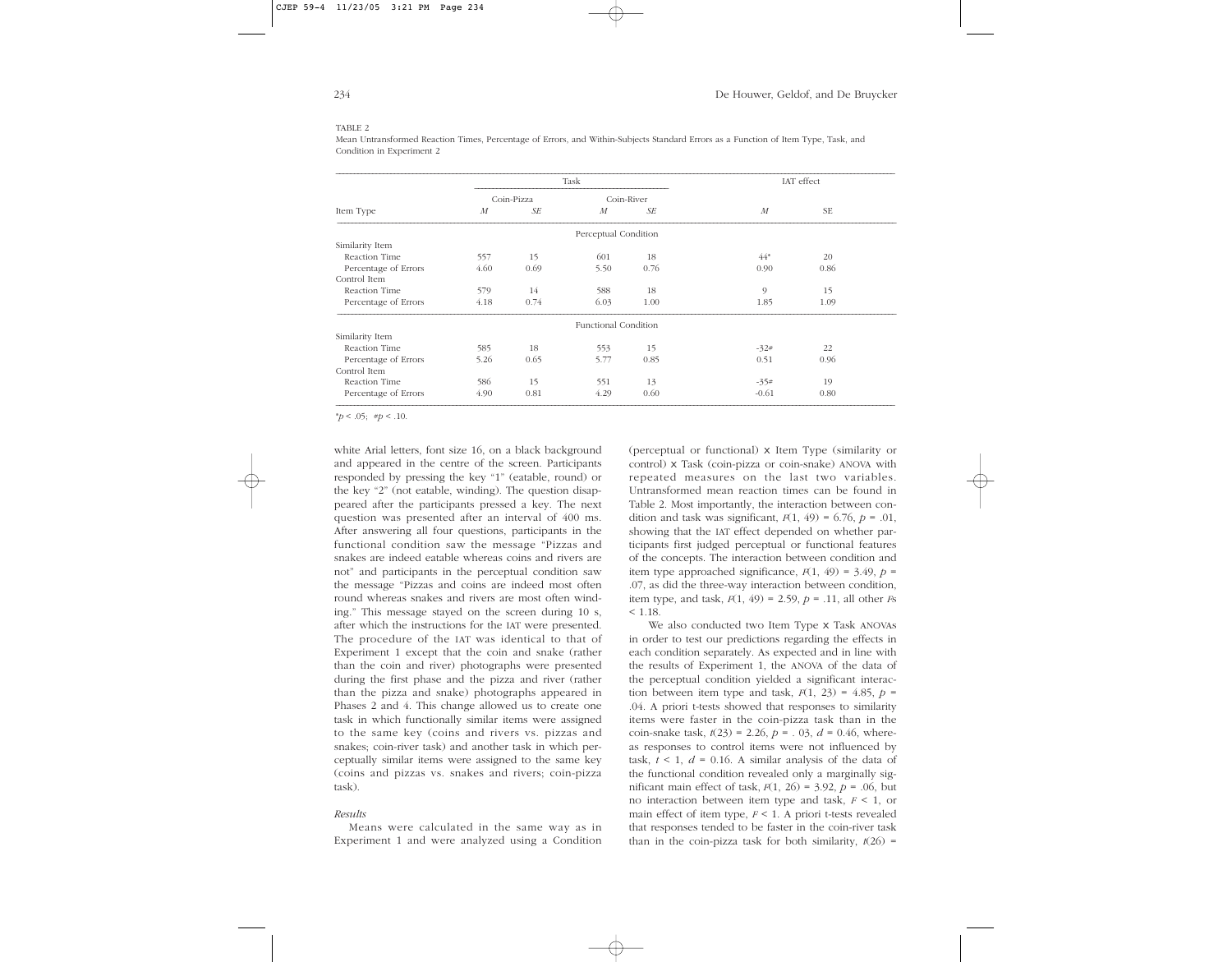TABLE 2

Mean Untransformed Reaction Times, Percentage of Errors, and Within-Subjects Standard Errors as a Function of Item Type, Task, and Condition in Experiment 2

| | Task | | | | IAT effect | |
|---|---|---|---|---|---|---|
| | Coin-Pizza | | Coin-River | | | |
| Item Type | *M* | *SE* | *M* | *SE* | *M* | SE |
| | | | Perceptual Condition | | | |
| Similarity Item | | | | | | |
| Reaction Time | 557 | 15 | 601 | 18 | 44* | 20 |
| Percentage of Errors | 4.60 | 0.69 | 5.50 | 0.76 | 0.90 | 0.86 |
| Control Item | | | | | | |
| Reaction Time | 579 | 14 | 588 | 18 | 9 | 15 |
| Percentage of Errors | 4.18 | 0.74 | 6.03 | 1.00 | 1.85 | 1.09 |
| | | | Functional Condition | | | |
| Similarity Item | | | | | | |
| Reaction Time | 585 | 18 | 553 | 15 | -32# | 22 |
| Percentage of Errors | 5.26 | 0.65 | 5.77 | 0.85 | 0.51 | 0.96 |
| Control Item | | | | | | |
| Reaction Time | 586 | 15 | 551 | 13 | -35# | 19 |
| Percentage of Errors | 4.90 | 0.81 | 4.29 | 0.60 | -0.61 | 0.80 |

*$p < .05$; #$p < .10$.

white Arial letters, font size 16, on a black background and appeared in the centre of the screen. Participants responded by pressing the key "1" (eatable, round) or the key "2" (not eatable, winding). The question disappeared after the participants pressed a key. The next question was presented after an interval of 400 ms. After answering all four questions, participants in the functional condition saw the message "Pizzas and snakes are indeed eatable whereas coins and rivers are not" and participants in the perceptual condition saw the message "Pizzas and coins are indeed most often round whereas snakes and rivers are most often winding." This message stayed on the screen during 10 s, after which the instructions for the IAT were presented. The procedure of the IAT was identical to that of Experiment 1 except that the coin and snake (rather than the coin and river) photographs were presented during the first phase and the pizza and river (rather than the pizza and snake) photographs appeared in Phases 2 and 4. This change allowed us to create one task in which functionally similar items were assigned to the same key (coins and rivers vs. pizzas and snakes; coin-river task) and another task in which perceptually similar items were assigned to the same key (coins and pizzas vs. snakes and rivers; coin-pizza task).

*Results*

Means were calculated in the same way as in Experiment 1 and were analyzed using a Condition (perceptual or functional) × Item Type (similarity or control) × Task (coin-pizza or coin-snake) ANOVA with repeated measures on the last two variables. Untransformed mean reaction times can be found in Table 2. Most importantly, the interaction between condition and task was significant, $F(1, 49) = 6.76$, $p = .01$, showing that the IAT effect depended on whether participants first judged perceptual or functional features of the concepts. The interaction between condition and item type approached significance, $F(1, 49) = 3.49$, $p = .07$, as did the three-way interaction between condition, item type, and task, $F(1, 49) = 2.59$, $p = .11$, all other $F$s $< 1.18$.

We also conducted two Item Type × Task ANOVAs in order to test our predictions regarding the effects in each condition separately. As expected and in line with the results of Experiment 1, the ANOVA of the data of the perceptual condition yielded a significant interaction between item type and task, $F(1, 23) = 4.85$, $p = .04$. A priori t-tests showed that responses to similarity items were faster in the coin-pizza task than in the coin-snake task, $t(23) = 2.26$, $p = .03$, $d = 0.46$, whereas responses to control items were not influenced by task, $t < 1$, $d = 0.16$. A similar analysis of the data of the functional condition revealed only a marginally significant main effect of task, $F(1, 26) = 3.92$, $p = .06$, but no interaction between item type and task, $F < 1$, or main effect of item type, $F < 1$. A priori t-tests revealed that responses tended to be faster in the coin-river task than in the coin-pizza task for both similarity, $t(26) =$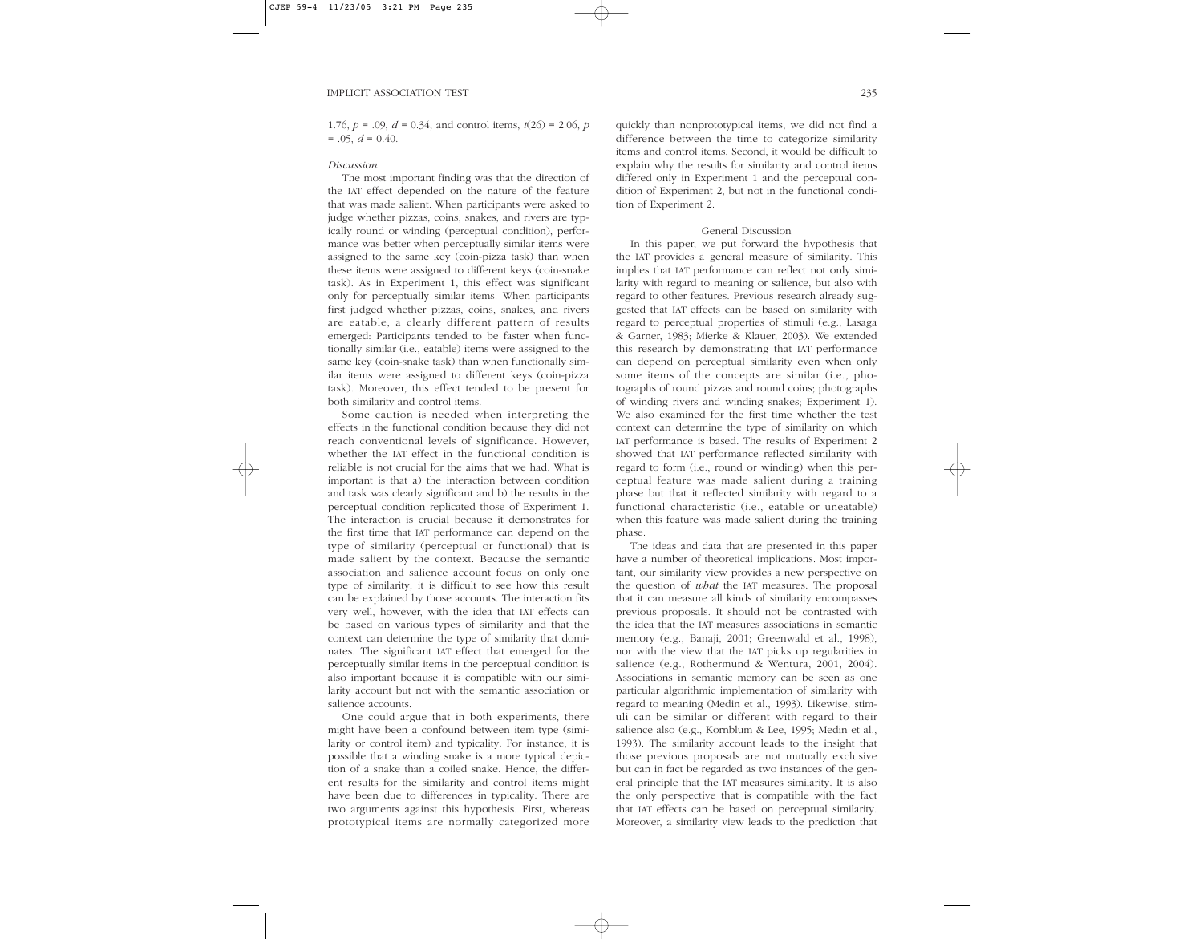1.76, $p = .09$, $d = 0.34$, and control items, $t(26) = 2.06$, $p = .05$, $d = 0.40$.

### *Discussion*

The most important finding was that the direction of the IAT effect depended on the nature of the feature that was made salient. When participants were asked to judge whether pizzas, coins, snakes, and rivers are typically round or winding (perceptual condition), performance was better when perceptually similar items were assigned to the same key (coin-pizza task) than when these items were assigned to different keys (coin-snake task). As in Experiment 1, this effect was significant only for perceptually similar items. When participants first judged whether pizzas, coins, snakes, and rivers are eatable, a clearly different pattern of results emerged: Participants tended to be faster when functionally similar (i.e., eatable) items were assigned to the same key (coin-snake task) than when functionally similar items were assigned to different keys (coin-pizza task). Moreover, this effect tended to be present for both similarity and control items.

Some caution is needed when interpreting the effects in the functional condition because they did not reach conventional levels of significance. However, whether the IAT effect in the functional condition is reliable is not crucial for the aims that we had. What is important is that a) the interaction between condition and task was clearly significant and b) the results in the perceptual condition replicated those of Experiment 1. The interaction is crucial because it demonstrates for the first time that IAT performance can depend on the type of similarity (perceptual or functional) that is made salient by the context. Because the semantic association and salience account focus on only one type of similarity, it is difficult to see how this result can be explained by those accounts. The interaction fits very well, however, with the idea that IAT effects can be based on various types of similarity and that the context can determine the type of similarity that dominates. The significant IAT effect that emerged for the perceptually similar items in the perceptual condition is also important because it is compatible with our similarity account but not with the semantic association or salience accounts.

One could argue that in both experiments, there might have been a confound between item type (similarity or control item) and typicality. For instance, it is possible that a winding snake is a more typical depiction of a snake than a coiled snake. Hence, the different results for the similarity and control items might have been due to differences in typicality. There are two arguments against this hypothesis. First, whereas prototypical items are normally categorized more quickly than nonprototypical items, we did not find a difference between the time to categorize similarity items and control items. Second, it would be difficult to explain why the results for similarity and control items differed only in Experiment 1 and the perceptual condition of Experiment 2, but not in the functional condition of Experiment 2.

## General Discussion

In this paper, we put forward the hypothesis that the IAT provides a general measure of similarity. This implies that IAT performance can reflect not only similarity with regard to meaning or salience, but also with regard to other features. Previous research already suggested that IAT effects can be based on similarity with regard to perceptual properties of stimuli (e.g., Lasaga & Garner, 1983; Mierke & Klauer, 2003). We extended this research by demonstrating that IAT performance can depend on perceptual similarity even when only some items of the concepts are similar (i.e., photographs of round pizzas and round coins; photographs of winding rivers and winding snakes; Experiment 1). We also examined for the first time whether the test context can determine the type of similarity on which IAT performance is based. The results of Experiment 2 showed that IAT performance reflected similarity with regard to form (i.e., round or winding) when this perceptual feature was made salient during a training phase but that it reflected similarity with regard to a functional characteristic (i.e., eatable or uneatable) when this feature was made salient during the training phase.

The ideas and data that are presented in this paper have a number of theoretical implications. Most important, our similarity view provides a new perspective on the question of *what* the IAT measures. The proposal that it can measure all kinds of similarity encompasses previous proposals. It should not be contrasted with the idea that the IAT measures associations in semantic memory (e.g., Banaji, 2001; Greenwald et al., 1998), nor with the view that the IAT picks up regularities in salience (e.g., Rothermund & Wentura, 2001, 2004). Associations in semantic memory can be seen as one particular algorithmic implementation of similarity with regard to meaning (Medin et al., 1993). Likewise, stimuli can be similar or different with regard to their salience also (e.g., Kornblum & Lee, 1995; Medin et al., 1993). The similarity account leads to the insight that those previous proposals are not mutually exclusive but can in fact be regarded as two instances of the general principle that the IAT measures similarity. It is also the only perspective that is compatible with the fact that IAT effects can be based on perceptual similarity. Moreover, a similarity view leads to the prediction that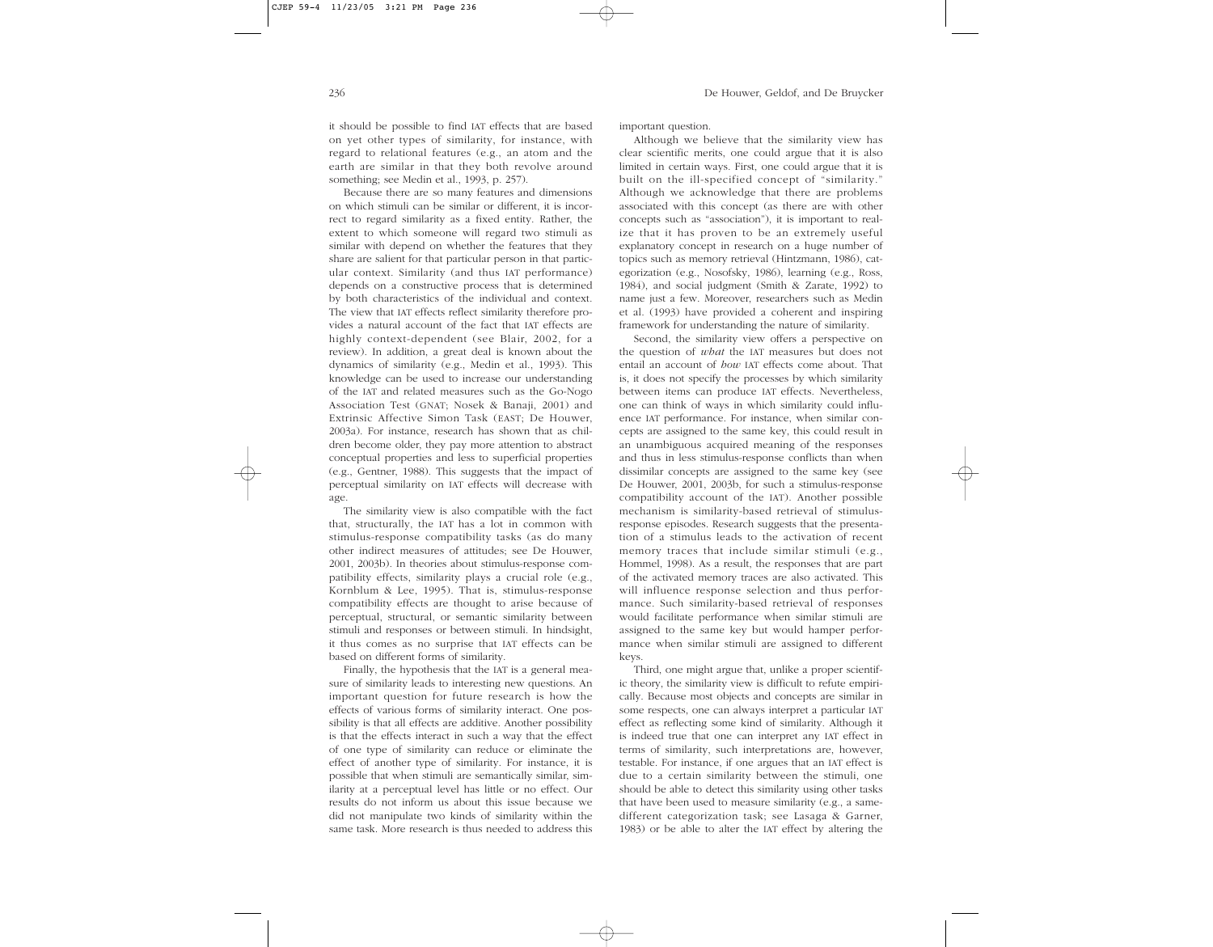it should be possible to find IAT effects that are based on yet other types of similarity, for instance, with regard to relational features (e.g., an atom and the earth are similar in that they both revolve around something; see Medin et al., 1993, p. 257).

Because there are so many features and dimensions on which stimuli can be similar or different, it is incorrect to regard similarity as a fixed entity. Rather, the extent to which someone will regard two stimuli as similar with depend on whether the features that they share are salient for that particular person in that particular context. Similarity (and thus IAT performance) depends on a constructive process that is determined by both characteristics of the individual and context. The view that IAT effects reflect similarity therefore provides a natural account of the fact that IAT effects are highly context-dependent (see Blair, 2002, for a review). In addition, a great deal is known about the dynamics of similarity (e.g., Medin et al., 1993). This knowledge can be used to increase our understanding of the IAT and related measures such as the Go-Nogo Association Test (GNAT; Nosek & Banaji, 2001) and Extrinsic Affective Simon Task (EAST; De Houwer, 2003a). For instance, research has shown that as children become older, they pay more attention to abstract conceptual properties and less to superficial properties (e.g., Gentner, 1988). This suggests that the impact of perceptual similarity on IAT effects will decrease with age.

The similarity view is also compatible with the fact that, structurally, the IAT has a lot in common with stimulus-response compatibility tasks (as do many other indirect measures of attitudes; see De Houwer, 2001, 2003b). In theories about stimulus-response compatibility effects, similarity plays a crucial role (e.g., Kornblum & Lee, 1995). That is, stimulus-response compatibility effects are thought to arise because of perceptual, structural, or semantic similarity between stimuli and responses or between stimuli. In hindsight, it thus comes as no surprise that IAT effects can be based on different forms of similarity.

Finally, the hypothesis that the IAT is a general measure of similarity leads to interesting new questions. An important question for future research is how the effects of various forms of similarity interact. One possibility is that all effects are additive. Another possibility is that the effects interact in such a way that the effect of one type of similarity can reduce or eliminate the effect of another type of similarity. For instance, it is possible that when stimuli are semantically similar, similarity at a perceptual level has little or no effect. Our results do not inform us about this issue because we did not manipulate two kinds of similarity within the same task. More research is thus needed to address this important question.

Although we believe that the similarity view has clear scientific merits, one could argue that it is also limited in certain ways. First, one could argue that it is built on the ill-specified concept of "similarity." Although we acknowledge that there are problems associated with this concept (as there are with other concepts such as "association"), it is important to realize that it has proven to be an extremely useful explanatory concept in research on a huge number of topics such as memory retrieval (Hintzmann, 1986), categorization (e.g., Nosofsky, 1986), learning (e.g., Ross, 1984), and social judgment (Smith & Zarate, 1992) to name just a few. Moreover, researchers such as Medin et al. (1993) have provided a coherent and inspiring framework for understanding the nature of similarity.

Second, the similarity view offers a perspective on the question of *what* the IAT measures but does not entail an account of *how* IAT effects come about. That is, it does not specify the processes by which similarity between items can produce IAT effects. Nevertheless, one can think of ways in which similarity could influence IAT performance. For instance, when similar concepts are assigned to the same key, this could result in an unambiguous acquired meaning of the responses and thus in less stimulus-response conflicts than when dissimilar concepts are assigned to the same key (see De Houwer, 2001, 2003b, for such a stimulus-response compatibility account of the IAT). Another possible mechanism is similarity-based retrieval of stimulus-response episodes. Research suggests that the presentation of a stimulus leads to the activation of recent memory traces that include similar stimuli (e.g., Hommel, 1998). As a result, the responses that are part of the activated memory traces are also activated. This will influence response selection and thus performance. Such similarity-based retrieval of responses would facilitate performance when similar stimuli are assigned to the same key but would hamper performance when similar stimuli are assigned to different keys.

Third, one might argue that, unlike a proper scientific theory, the similarity view is difficult to refute empirically. Because most objects and concepts are similar in some respects, one can always interpret a particular IAT effect as reflecting some kind of similarity. Although it is indeed true that one can interpret any IAT effect in terms of similarity, such interpretations are, however, testable. For instance, if one argues that an IAT effect is due to a certain similarity between the stimuli, one should be able to detect this similarity using other tasks that have been used to measure similarity (e.g., a same-different categorization task; see Lasaga & Garner, 1983) or be able to alter the IAT effect by altering the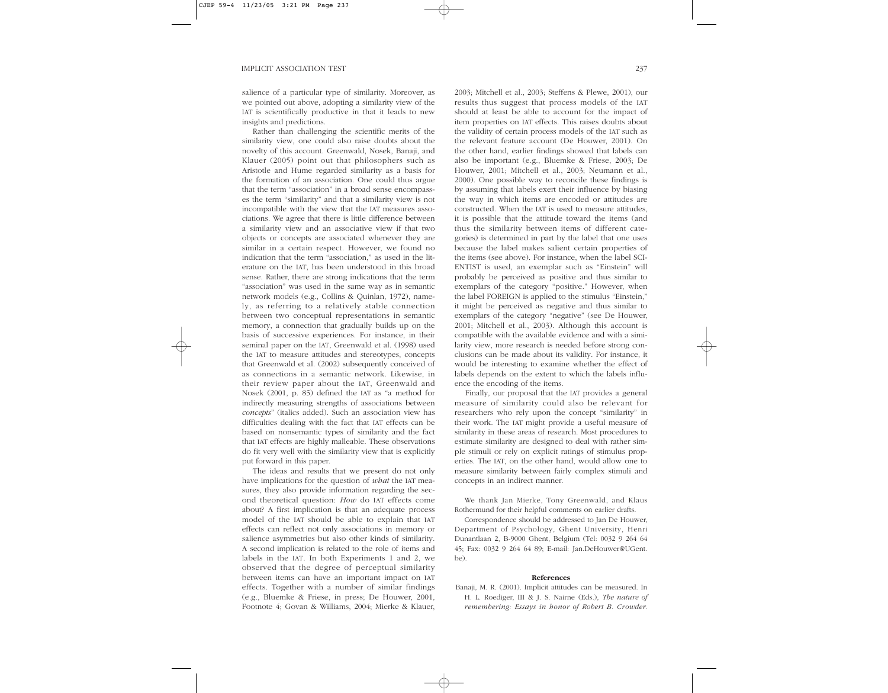salience of a particular type of similarity. Moreover, as we pointed out above, adopting a similarity view of the IAT is scientifically productive in that it leads to new insights and predictions.

Rather than challenging the scientific merits of the similarity view, one could also raise doubts about the novelty of this account. Greenwald, Nosek, Banaji, and Klauer (2005) point out that philosophers such as Aristotle and Hume regarded similarity as a basis for the formation of an association. One could thus argue that the term "association" in a broad sense encompasses the term "similarity" and that a similarity view is not incompatible with the view that the IAT measures associations. We agree that there is little difference between a similarity view and an associative view if that two objects or concepts are associated whenever they are similar in a certain respect. However, we found no indication that the term "association," as used in the literature on the IAT, has been understood in this broad sense. Rather, there are strong indications that the term "association" was used in the same way as in semantic network models (e.g., Collins & Quinlan, 1972), namely, as referring to a relatively stable connection between two conceptual representations in semantic memory, a connection that gradually builds up on the basis of successive experiences. For instance, in their seminal paper on the IAT, Greenwald et al. (1998) used the IAT to measure attitudes and stereotypes, concepts that Greenwald et al. (2002) subsequently conceived of as connections in a semantic network. Likewise, in their review paper about the IAT, Greenwald and Nosek (2001, p. 85) defined the IAT as "a method for indirectly measuring strengths of associations between *concepts*" (italics added). Such an association view has difficulties dealing with the fact that IAT effects can be based on nonsemantic types of similarity and the fact that IAT effects are highly malleable. These observations do fit very well with the similarity view that is explicitly put forward in this paper.

The ideas and results that we present do not only have implications for the question of *what* the IAT measures, they also provide information regarding the second theoretical question: *How* do IAT effects come about? A first implication is that an adequate process model of the IAT should be able to explain that IAT effects can reflect not only associations in memory or salience asymmetries but also other kinds of similarity. A second implication is related to the role of items and labels in the IAT. In both Experiments 1 and 2, we observed that the degree of perceptual similarity between items can have an important impact on IAT effects. Together with a number of similar findings (e.g., Bluemke & Friese, in press; De Houwer, 2001, Footnote 4; Govan & Williams, 2004; Mierke & Klauer, 2003; Mitchell et al., 2003; Steffens & Plewe, 2001), our results thus suggest that process models of the IAT should at least be able to account for the impact of item properties on IAT effects. This raises doubts about the validity of certain process models of the IAT such as the relevant feature account (De Houwer, 2001). On the other hand, earlier findings showed that labels can also be important (e.g., Bluemke & Friese, 2003; De Houwer, 2001; Mitchell et al., 2003; Neumann et al., 2000). One possible way to reconcile these findings is by assuming that labels exert their influence by biasing the way in which items are encoded or attitudes are constructed. When the IAT is used to measure attitudes, it is possible that the attitude toward the items (and thus the similarity between items of different categories) is determined in part by the label that one uses because the label makes salient certain properties of the items (see above). For instance, when the label SCIENTIST is used, an exemplar such as "Einstein" will probably be perceived as positive and thus similar to exemplars of the category "positive." However, when the label FOREIGN is applied to the stimulus "Einstein," it might be perceived as negative and thus similar to exemplars of the category "negative" (see De Houwer, 2001; Mitchell et al., 2003). Although this account is compatible with the available evidence and with a similarity view, more research is needed before strong conclusions can be made about its validity. For instance, it would be interesting to examine whether the effect of labels depends on the extent to which the labels influence the encoding of the items.

Finally, our proposal that the IAT provides a general measure of similarity could also be relevant for researchers who rely upon the concept "similarity" in their work. The IAT might provide a useful measure of similarity in these areas of research. Most procedures to estimate similarity are designed to deal with rather simple stimuli or rely on explicit ratings of stimulus properties. The IAT, on the other hand, would allow one to measure similarity between fairly complex stimuli and concepts in an indirect manner.

We thank Jan Mierke, Tony Greenwald, and Klaus Rothermund for their helpful comments on earlier drafts.

Correspondence should be addressed to Jan De Houwer, Department of Psychology, Ghent University, Henri Dunantlaan 2, B-9000 Ghent, Belgium (Tel: 0032 9 264 64 45; Fax: 0032 9 264 64 89; E-mail: Jan.DeHouwer@UGent.be).

## References

Banaji, M. R. (2001). Implicit attitudes can be measured. In H. L. Roediger, III & J. S. Nairne (Eds.), *The nature of remembering: Essays in honor of Robert B. Crowder.*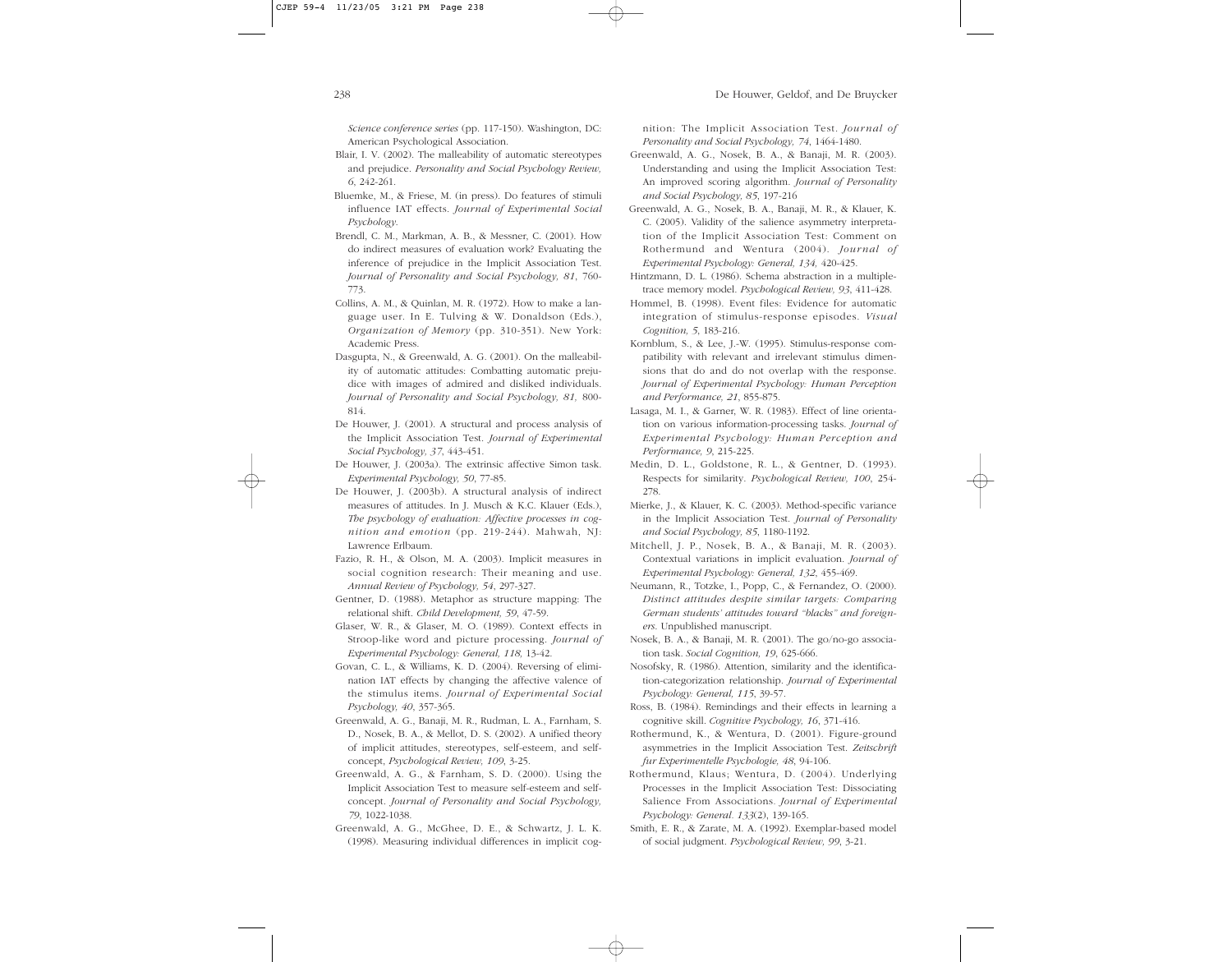*Science conference series* (pp. 117-150). Washington, DC: American Psychological Association.

Blair, I. V. (2002). The malleability of automatic stereotypes and prejudice. *Personality and Social Psychology Review, 6*, 242-261.

Bluemke, M., & Friese, M. (in press). Do features of stimuli influence IAT effects. *Journal of Experimental Social Psychology.*

Brendl, C. M., Markman, A. B., & Messner, C. (2001). How do indirect measures of evaluation work? Evaluating the inference of prejudice in the Implicit Association Test. *Journal of Personality and Social Psychology, 81*, 760-773.

Collins, A. M., & Quinlan, M. R. (1972). How to make a language user. In E. Tulving & W. Donaldson (Eds.), *Organization of Memory* (pp. 310-351). New York: Academic Press.

Dasgupta, N., & Greenwald, A. G. (2001). On the malleability of automatic attitudes: Combatting automatic prejudice with images of admired and disliked individuals. *Journal of Personality and Social Psychology, 81,* 800-814.

De Houwer, J. (2001). A structural and process analysis of the Implicit Association Test. *Journal of Experimental Social Psychology, 37*, 443-451.

De Houwer, J. (2003a). The extrinsic affective Simon task. *Experimental Psychology, 50*, 77-85.

De Houwer, J. (2003b). A structural analysis of indirect measures of attitudes. In J. Musch & K.C. Klauer (Eds.), *The psychology of evaluation: Affective processes in cognition and emotion* (pp. 219-244). Mahwah, NJ: Lawrence Erlbaum.

Fazio, R. H., & Olson, M. A. (2003). Implicit measures in social cognition research: Their meaning and use. *Annual Review of Psychology, 54*, 297-327.

Gentner, D. (1988). Metaphor as structure mapping: The relational shift. *Child Development, 59*, 47-59.

Glaser, W. R., & Glaser, M. O. (1989). Context effects in Stroop-like word and picture processing. *Journal of Experimental Psychology: General, 118*, 13-42.

Govan, C. L., & Williams, K. D. (2004). Reversing of elimination IAT effects by changing the affective valence of the stimulus items. *Journal of Experimental Social Psychology, 40*, 357-365.

Greenwald, A. G., Banaji, M. R., Rudman, L. A., Farnham, S. D., Nosek, B. A., & Mellot, D. S. (2002). A unified theory of implicit attitudes, stereotypes, self-esteem, and self-concept, *Psychological Review, 109*, 3-25.

Greenwald, A. G., & Farnham, S. D. (2000). Using the Implicit Association Test to measure self-esteem and self-concept. *Journal of Personality and Social Psychology, 79*, 1022-1038.

Greenwald, A. G., McGhee, D. E., & Schwartz, J. L. K. (1998). Measuring individual differences in implicit cognition: The Implicit Association Test. *Journal of Personality and Social Psychology, 74*, 1464-1480.

Greenwald, A. G., Nosek, B. A., & Banaji, M. R. (2003). Understanding and using the Implicit Association Test: An improved scoring algorithm. *Journal of Personality and Social Psychology, 85*, 197-216

Greenwald, A. G., Nosek, B. A., Banaji, M. R., & Klauer, K. C. (2005). Validity of the salience asymmetry interpretation of the Implicit Association Test: Comment on Rothermund and Wentura (2004). *Journal of Experimental Psychology: General, 134,* 420-425.

Hintzmann, D. L. (1986). Schema abstraction in a multiple-trace memory model. *Psychological Review, 93*, 411-428.

Hommel, B. (1998). Event files: Evidence for automatic integration of stimulus-response episodes. *Visual Cognition, 5*, 183-216.

Kornblum, S., & Lee, J.-W. (1995). Stimulus-response compatibility with relevant and irrelevant stimulus dimensions that do and do not overlap with the response. *Journal of Experimental Psychology: Human Perception and Performance, 21*, 855-875.

Lasaga, M. I., & Garner, W. R. (1983). Effect of line orientation on various information-processing tasks. *Journal of Experimental Psychology: Human Perception and Performance, 9*, 215-225.

Medin, D. L., Goldstone, R. L., & Gentner, D. (1993). Respects for similarity. *Psychological Review, 100*, 254-278.

Mierke, J., & Klauer, K. C. (2003). Method-specific variance in the Implicit Association Test. *Journal of Personality and Social Psychology, 85*, 1180-1192.

Mitchell, J. P., Nosek, B. A., & Banaji, M. R. (2003). Contextual variations in implicit evaluation. *Journal of Experimental Psychology: General, 132*, 455-469.

Neumann, R., Totzke, I., Popp, C., & Fernandez, O. (2000). *Distinct attitudes despite similar targets: Comparing German students' attitudes toward "blacks" and foreigners*. Unpublished manuscript.

Nosek, B. A., & Banaji, M. R. (2001). The go/no-go association task. *Social Cognition, 19*, 625-666.

Nosofsky, R. (1986). Attention, similarity and the identification-categorization relationship. *Journal of Experimental Psychology: General, 115*, 39-57.

Ross, B. (1984). Remindings and their effects in learning a cognitive skill. *Cognitive Psychology, 16*, 371-416.

Rothermund, K., & Wentura, D. (2001). Figure-ground asymmetries in the Implicit Association Test. *Zeitschrift fur Experimentelle Psychologie, 48*, 94-106.

Rothermund, Klaus; Wentura, D. (2004). Underlying Processes in the Implicit Association Test: Dissociating Salience From Associations. *Journal of Experimental Psychology: General. 133*(2), 139-165.

Smith, E. R., & Zarate, M. A. (1992). Exemplar-based model of social judgment. *Psychological Review, 99*, 3-21.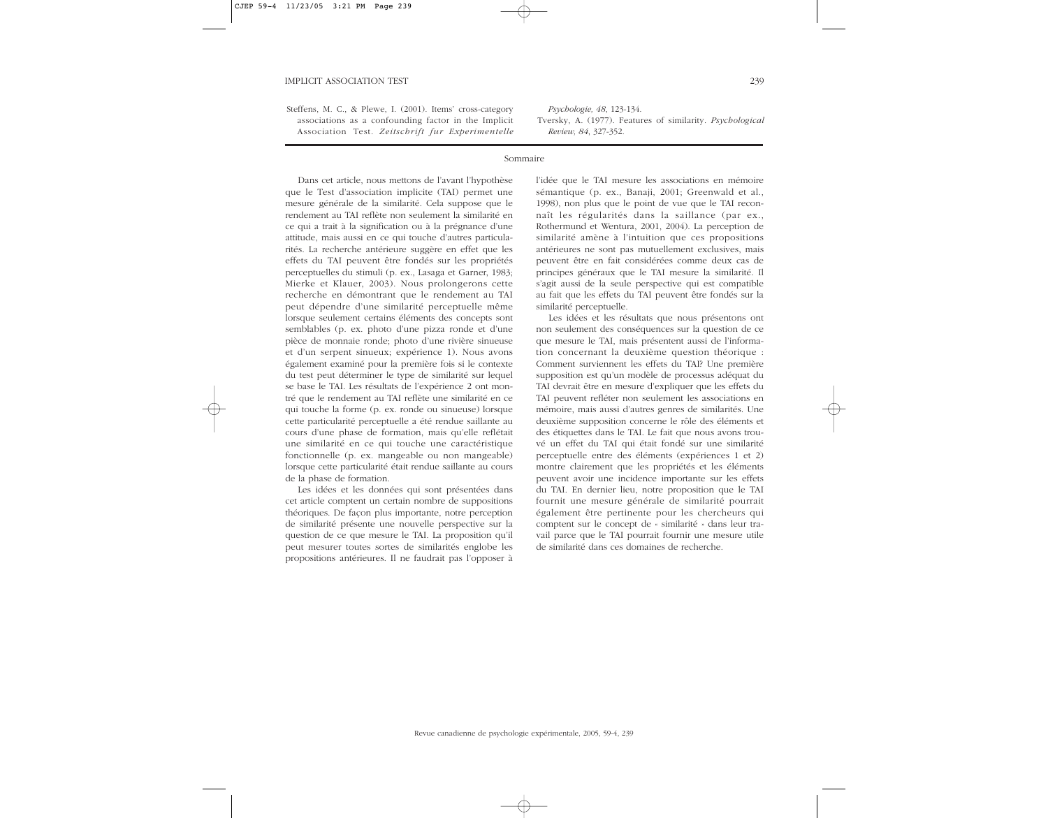Steffens, M. C., & Plewe, I. (2001). Items' cross-category associations as a confounding factor in the Implicit Association Test. *Zeitschrift fur Experimentelle Psychologie, 48*, 123-134.

Tversky, A. (1977). Features of similarity. *Psychological Review, 84*, 327-352.

## Sommaire

Dans cet article, nous mettons de l'avant l'hypothèse que le Test d'association implicite (TAI) permet une mesure générale de la similarité. Cela suppose que le rendement au TAI reflète non seulement la similarité en ce qui a trait à la signification ou à la prégnance d'une attitude, mais aussi en ce qui touche d'autres particularités. La recherche antérieure suggère en effet que les effets du TAI peuvent être fondés sur les propriétés perceptuelles du stimuli (p. ex., Lasaga et Garner, 1983; Mierke et Klauer, 2003). Nous prolongerons cette recherche en démontrant que le rendement au TAI peut dépendre d'une similarité perceptuelle même lorsque seulement certains éléments des concepts sont semblables (p. ex. photo d'une pizza ronde et d'une pièce de monnaie ronde; photo d'une rivière sinueuse et d'un serpent sinueux; expérience 1). Nous avons également examiné pour la première fois si le contexte du test peut déterminer le type de similarité sur lequel se base le TAI. Les résultats de l'expérience 2 ont montré que le rendement au TAI reflète une similarité en ce qui touche la forme (p. ex. ronde ou sinueuse) lorsque cette particularité perceptuelle a été rendue saillante au cours d'une phase de formation, mais qu'elle reflétait une similarité en ce qui touche une caractéristique fonctionnelle (p. ex. mangeable ou non mangeable) lorsque cette particularité était rendue saillante au cours de la phase de formation.

Les idées et les données qui sont présentées dans cet article comptent un certain nombre de suppositions théoriques. De façon plus importante, notre perception de similarité présente une nouvelle perspective sur la question de ce que mesure le TAI. La proposition qu'il peut mesurer toutes sortes de similarités englobe les propositions antérieures. Il ne faudrait pas l'opposer à l'idée que le TAI mesure les associations en mémoire sémantique (p. ex., Banaji, 2001; Greenwald et al., 1998), non plus que le point de vue que le TAI reconnaît les régularités dans la saillance (par ex., Rothermund et Wentura, 2001, 2004). La perception de similarité amène à l'intuition que ces propositions antérieures ne sont pas mutuellement exclusives, mais peuvent être en fait considérées comme deux cas de principes généraux que le TAI mesure la similarité. Il s'agit aussi de la seule perspective qui est compatible au fait que les effets du TAI peuvent être fondés sur la similarité perceptuelle.

Les idées et les résultats que nous présentons ont non seulement des conséquences sur la question de ce que mesure le TAI, mais présentent aussi de l'information concernant la deuxième question théorique : Comment surviennent les effets du TAI? Une première supposition est qu'un modèle de processus adéquat du TAI devrait être en mesure d'expliquer que les effets du TAI peuvent refléter non seulement les associations en mémoire, mais aussi d'autres genres de similarités. Une deuxième supposition concerne le rôle des éléments et des étiquettes dans le TAI. Le fait que nous avons trouvé un effet du TAI qui était fondé sur une similarité perceptuelle entre des éléments (expériences 1 et 2) montre clairement que les propriétés et les éléments peuvent avoir une incidence importante sur les effets du TAI. En dernier lieu, notre proposition que le TAI fournit une mesure générale de similarité pourrait également être pertinente pour les chercheurs qui comptent sur le concept de « similarité » dans leur travail parce que le TAI pourrait fournir une mesure utile de similarité dans ces domaines de recherche.